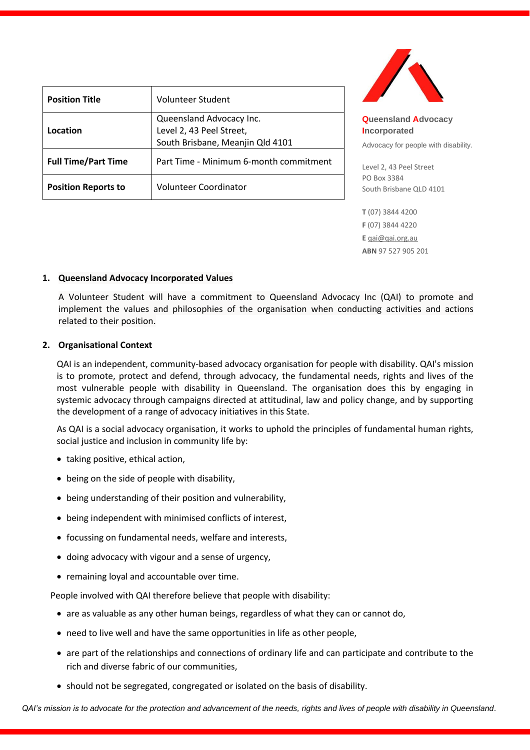| Position Title | Volunteer Student |
|---|---|
| Location | Queensland Advocacy Inc.<br>Level 2, 43 Peel Street,<br>South Brisbane, Meanjin Qld 4101 |
| Full Time/Part Time | Part Time - Minimum 6-month commitment |
| Position Reports to | Volunteer Coordinator |

**Queensland Advocacy Incorporated**

Advocacy for people with disability.

Level 2, 43 Peel Street
PO Box 3384
South Brisbane QLD 4101

**T** (07) 3844 4200
**F** (07) 3844 4220
**E** qai@qai.org.au
**ABN** 97 527 905 201

## 1. Queensland Advocacy Incorporated Values

A Volunteer Student will have a commitment to Queensland Advocacy Inc (QAI) to promote and implement the values and philosophies of the organisation when conducting activities and actions related to their position.

## 2. Organisational Context

QAI is an independent, community-based advocacy organisation for people with disability. QAI's mission is to promote, protect and defend, through advocacy, the fundamental needs, rights and lives of the most vulnerable people with disability in Queensland. The organisation does this by engaging in systemic advocacy through campaigns directed at attitudinal, law and policy change, and by supporting the development of a range of advocacy initiatives in this State.

As QAI is a social advocacy organisation, it works to uphold the principles of fundamental human rights, social justice and inclusion in community life by:

- taking positive, ethical action,
- being on the side of people with disability,
- being understanding of their position and vulnerability,
- being independent with minimised conflicts of interest,
- focussing on fundamental needs, welfare and interests,
- doing advocacy with vigour and a sense of urgency,
- remaining loyal and accountable over time.

People involved with QAI therefore believe that people with disability:

- are as valuable as any other human beings, regardless of what they can or cannot do,
- need to live well and have the same opportunities in life as other people,
- are part of the relationships and connections of ordinary life and can participate and contribute to the rich and diverse fabric of our communities,
- should not be segregated, congregated or isolated on the basis of disability.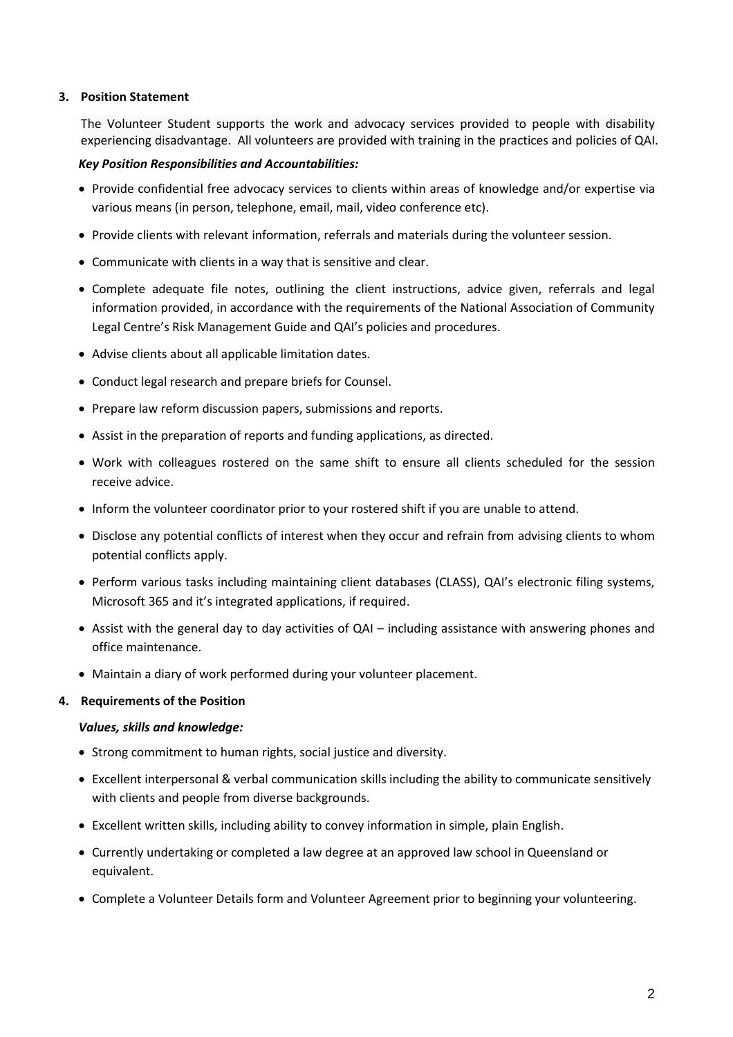## 3. Position Statement

The Volunteer Student supports the work and advocacy services provided to people with disability experiencing disadvantage. All volunteers are provided with training in the practices and policies of QAI.

***Key Position Responsibilities and Accountabilities:***

- Provide confidential free advocacy services to clients within areas of knowledge and/or expertise via various means (in person, telephone, email, mail, video conference etc).
- Provide clients with relevant information, referrals and materials during the volunteer session.
- Communicate with clients in a way that is sensitive and clear.
- Complete adequate file notes, outlining the client instructions, advice given, referrals and legal information provided, in accordance with the requirements of the National Association of Community Legal Centre's Risk Management Guide and QAI's policies and procedures.
- Advise clients about all applicable limitation dates.
- Conduct legal research and prepare briefs for Counsel.
- Prepare law reform discussion papers, submissions and reports.
- Assist in the preparation of reports and funding applications, as directed.
- Work with colleagues rostered on the same shift to ensure all clients scheduled for the session receive advice.
- Inform the volunteer coordinator prior to your rostered shift if you are unable to attend.
- Disclose any potential conflicts of interest when they occur and refrain from advising clients to whom potential conflicts apply.
- Perform various tasks including maintaining client databases (CLASS), QAI's electronic filing systems, Microsoft 365 and it's integrated applications, if required.
- Assist with the general day to day activities of QAI – including assistance with answering phones and office maintenance.
- Maintain a diary of work performed during your volunteer placement.

## 4. Requirements of the Position

***Values, skills and knowledge:***

- Strong commitment to human rights, social justice and diversity.
- Excellent interpersonal & verbal communication skills including the ability to communicate sensitively with clients and people from diverse backgrounds.
- Excellent written skills, including ability to convey information in simple, plain English.
- Currently undertaking or completed a law degree at an approved law school in Queensland or equivalent.
- Complete a Volunteer Details form and Volunteer Agreement prior to beginning your volunteering.